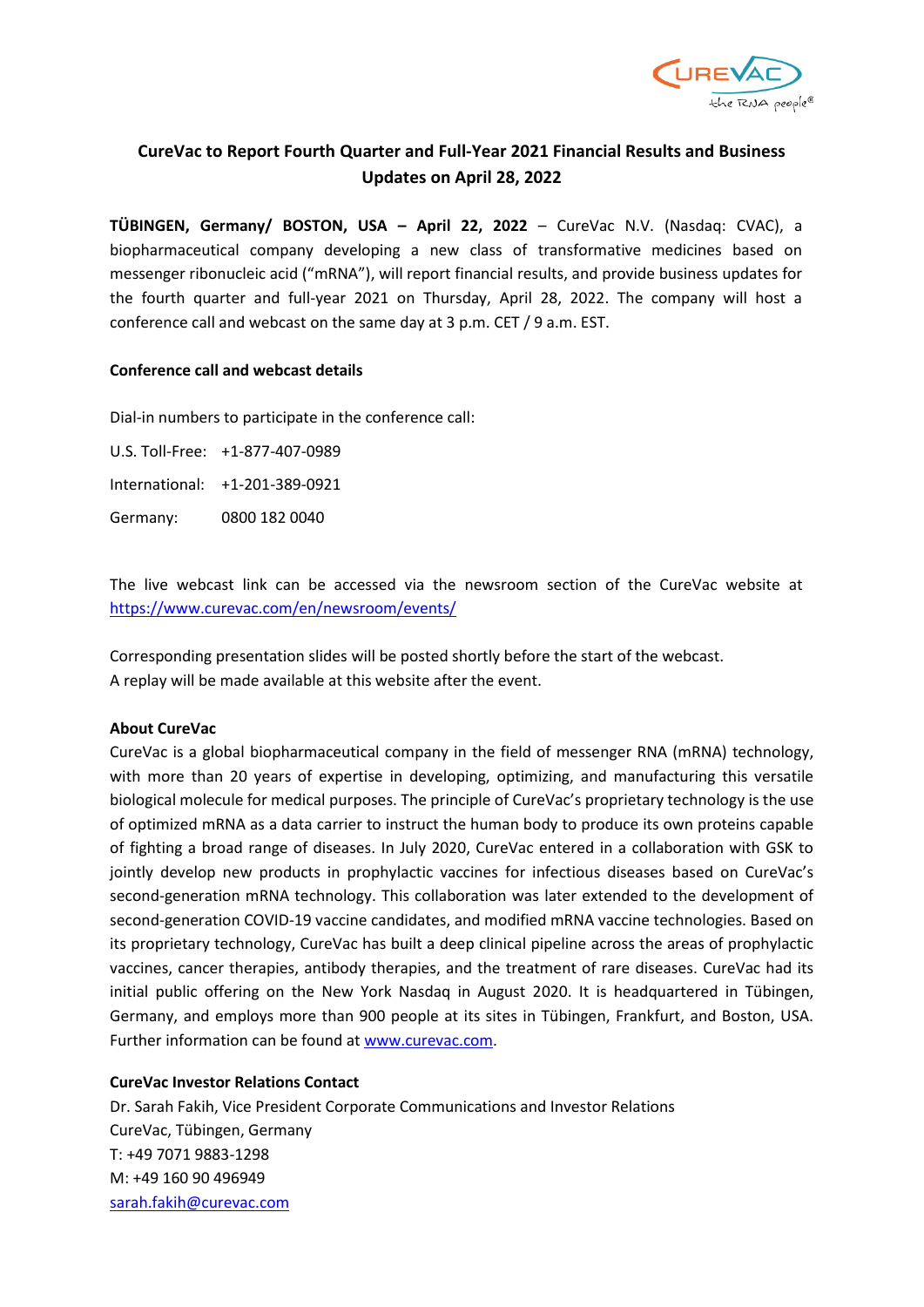# CureVac to Report Fourth Quarter and Full-Year 2021 Financial Results and Business Updates on April 28, 2022

**TÜBINGEN, Germany/ BOSTON, USA – April 22, 2022** – CureVac N.V. (Nasdaq: CVAC), a biopharmaceutical company developing a new class of transformative medicines based on messenger ribonucleic acid ("mRNA"), will report financial results, and provide business updates for the fourth quarter and full-year 2021 on Thursday, April 28, 2022. The company will host a conference call and webcast on the same day at 3 p.m. CET / 9 a.m. EST.

**Conference call and webcast details**

Dial-in numbers to participate in the conference call:

U.S. Toll-Free: +1-877-407-0989

International: +1-201-389-0921

Germany: 0800 182 0040

The live webcast link can be accessed via the newsroom section of the CureVac website at https://www.curevac.com/en/newsroom/events/

Corresponding presentation slides will be posted shortly before the start of the webcast.
A replay will be made available at this website after the event.

**About CureVac**
CureVac is a global biopharmaceutical company in the field of messenger RNA (mRNA) technology, with more than 20 years of expertise in developing, optimizing, and manufacturing this versatile biological molecule for medical purposes. The principle of CureVac's proprietary technology is the use of optimized mRNA as a data carrier to instruct the human body to produce its own proteins capable of fighting a broad range of diseases. In July 2020, CureVac entered in a collaboration with GSK to jointly develop new products in prophylactic vaccines for infectious diseases based on CureVac's second-generation mRNA technology. This collaboration was later extended to the development of second-generation COVID-19 vaccine candidates, and modified mRNA vaccine technologies. Based on its proprietary technology, CureVac has built a deep clinical pipeline across the areas of prophylactic vaccines, cancer therapies, antibody therapies, and the treatment of rare diseases. CureVac had its initial public offering on the New York Nasdaq in August 2020. It is headquartered in Tübingen, Germany, and employs more than 900 people at its sites in Tübingen, Frankfurt, and Boston, USA. Further information can be found at www.curevac.com.

**CureVac Investor Relations Contact**
Dr. Sarah Fakih, Vice President Corporate Communications and Investor Relations
CureVac, Tübingen, Germany
T: +49 7071 9883-1298
M: +49 160 90 496949
sarah.fakih@curevac.com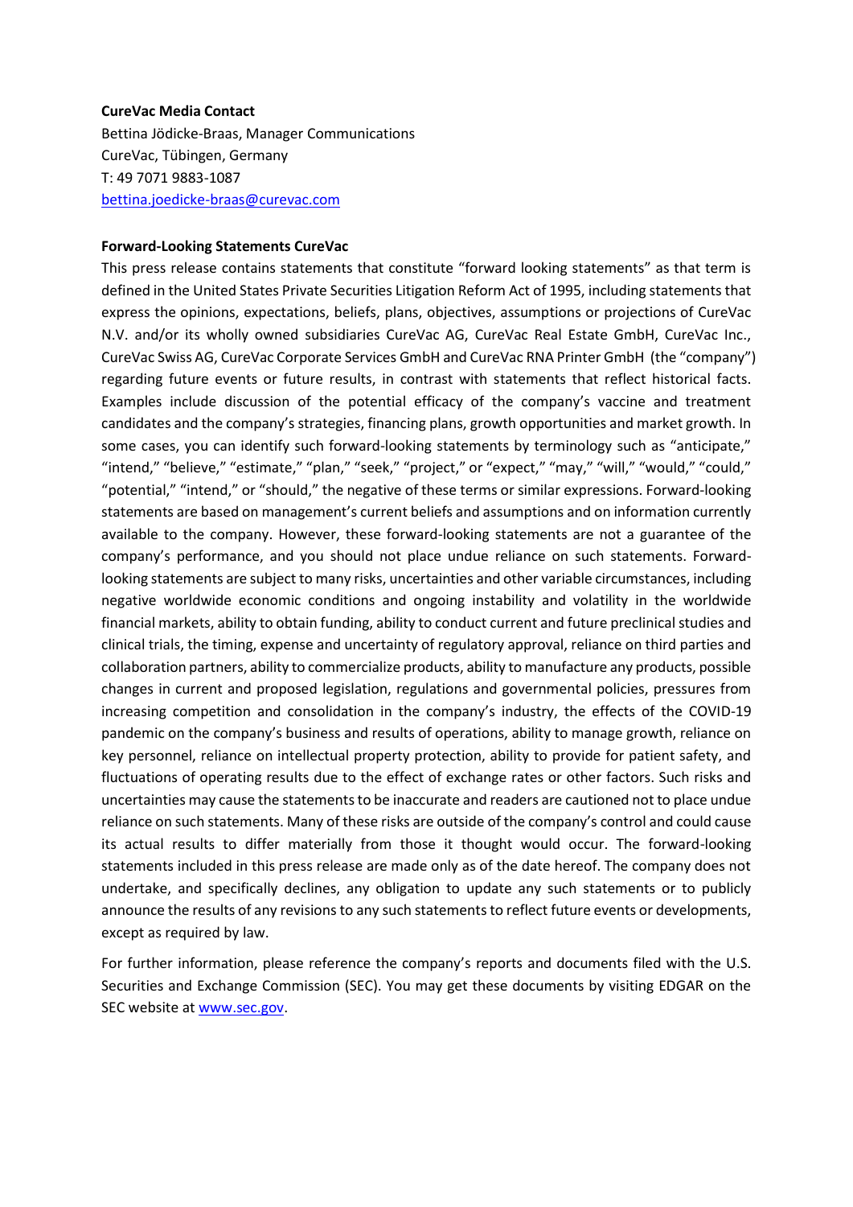**CureVac Media Contact**
Bettina Jödicke-Braas, Manager Communications
CureVac, Tübingen, Germany
T: 49 7071 9883-1087
[bettina.joedicke-braas@curevac.com](mailto:bettina.joedicke-braas@curevac.com)

**Forward-Looking Statements CureVac**

This press release contains statements that constitute "forward looking statements" as that term is defined in the United States Private Securities Litigation Reform Act of 1995, including statements that express the opinions, expectations, beliefs, plans, objectives, assumptions or projections of CureVac N.V. and/or its wholly owned subsidiaries CureVac AG, CureVac Real Estate GmbH, CureVac Inc., CureVac Swiss AG, CureVac Corporate Services GmbH and CureVac RNA Printer GmbH (the "company") regarding future events or future results, in contrast with statements that reflect historical facts. Examples include discussion of the potential efficacy of the company's vaccine and treatment candidates and the company's strategies, financing plans, growth opportunities and market growth. In some cases, you can identify such forward-looking statements by terminology such as "anticipate," "intend," "believe," "estimate," "plan," "seek," "project," or "expect," "may," "will," "would," "could," "potential," "intend," or "should," the negative of these terms or similar expressions. Forward-looking statements are based on management's current beliefs and assumptions and on information currently available to the company. However, these forward-looking statements are not a guarantee of the company's performance, and you should not place undue reliance on such statements. Forward-looking statements are subject to many risks, uncertainties and other variable circumstances, including negative worldwide economic conditions and ongoing instability and volatility in the worldwide financial markets, ability to obtain funding, ability to conduct current and future preclinical studies and clinical trials, the timing, expense and uncertainty of regulatory approval, reliance on third parties and collaboration partners, ability to commercialize products, ability to manufacture any products, possible changes in current and proposed legislation, regulations and governmental policies, pressures from increasing competition and consolidation in the company's industry, the effects of the COVID-19 pandemic on the company's business and results of operations, ability to manage growth, reliance on key personnel, reliance on intellectual property protection, ability to provide for patient safety, and fluctuations of operating results due to the effect of exchange rates or other factors. Such risks and uncertainties may cause the statements to be inaccurate and readers are cautioned not to place undue reliance on such statements. Many of these risks are outside of the company's control and could cause its actual results to differ materially from those it thought would occur. The forward-looking statements included in this press release are made only as of the date hereof. The company does not undertake, and specifically declines, any obligation to update any such statements or to publicly announce the results of any revisions to any such statements to reflect future events or developments, except as required by law.

For further information, please reference the company's reports and documents filed with the U.S. Securities and Exchange Commission (SEC). You may get these documents by visiting EDGAR on the SEC website at [www.sec.gov](http://www.sec.gov).